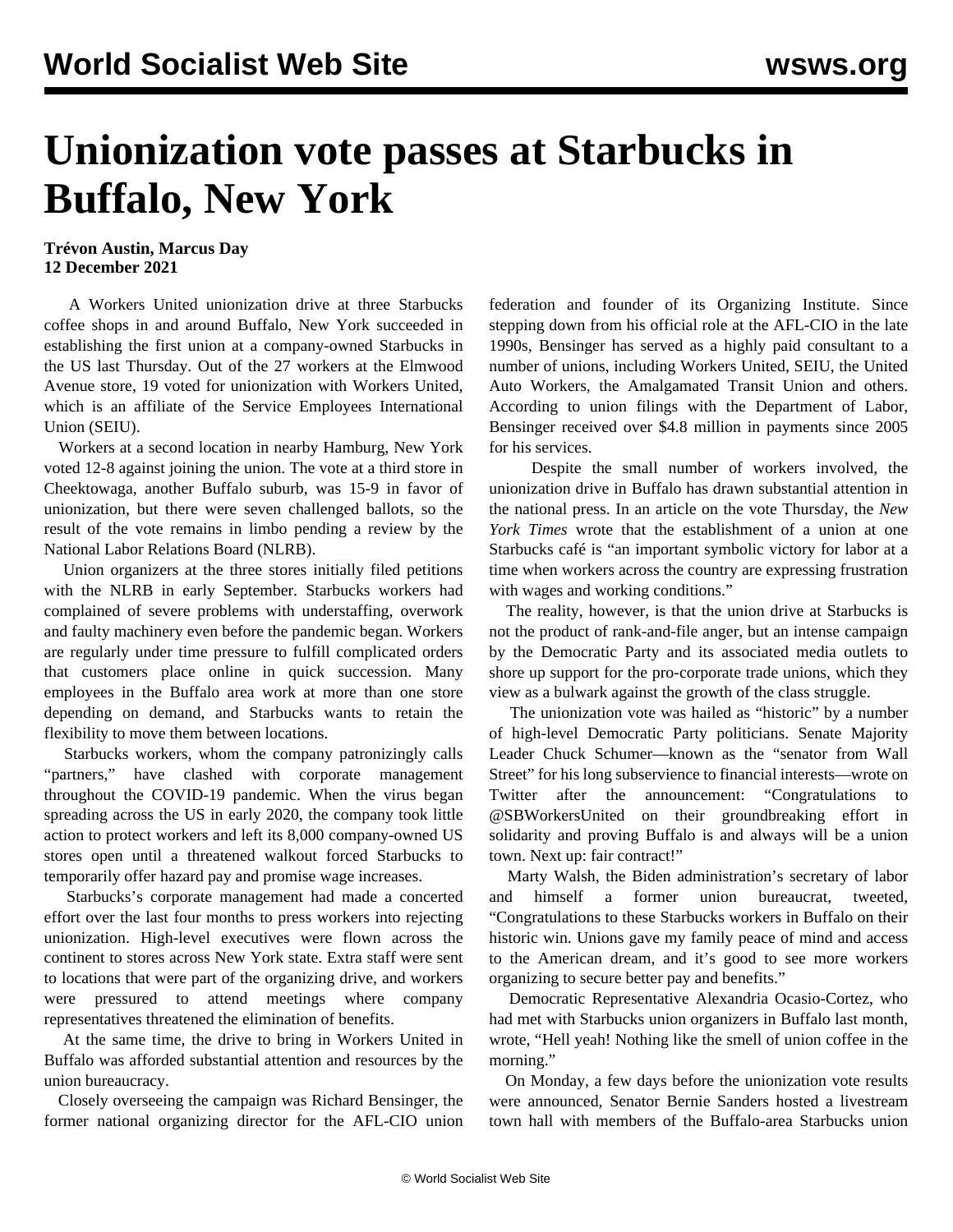# Unionization vote passes at Starbucks in Buffalo, New York

**Trévon Austin, Marcus Day**
**12 December 2021**

A Workers United unionization drive at three Starbucks coffee shops in and around Buffalo, New York succeeded in establishing the first union at a company-owned Starbucks in the US last Thursday. Out of the 27 workers at the Elmwood Avenue store, 19 voted for unionization with Workers United, which is an affiliate of the Service Employees International Union (SEIU).

Workers at a second location in nearby Hamburg, New York voted 12-8 against joining the union. The vote at a third store in Cheektowaga, another Buffalo suburb, was 15-9 in favor of unionization, but there were seven challenged ballots, so the result of the vote remains in limbo pending a review by the National Labor Relations Board (NLRB).

Union organizers at the three stores initially filed petitions with the NLRB in early September. Starbucks workers had complained of severe problems with understaffing, overwork and faulty machinery even before the pandemic began. Workers are regularly under time pressure to fulfill complicated orders that customers place online in quick succession. Many employees in the Buffalo area work at more than one store depending on demand, and Starbucks wants to retain the flexibility to move them between locations.

Starbucks workers, whom the company patronizingly calls "partners," have clashed with corporate management throughout the COVID-19 pandemic. When the virus began spreading across the US in early 2020, the company took little action to protect workers and left its 8,000 company-owned US stores open until a threatened walkout forced Starbucks to temporarily offer hazard pay and promise wage increases.

Starbucks's corporate management had made a concerted effort over the last four months to press workers into rejecting unionization. High-level executives were flown across the continent to stores across New York state. Extra staff were sent to locations that were part of the organizing drive, and workers were pressured to attend meetings where company representatives threatened the elimination of benefits.

At the same time, the drive to bring in Workers United in Buffalo was afforded substantial attention and resources by the union bureaucracy.

Closely overseeing the campaign was Richard Bensinger, the former national organizing director for the AFL-CIO union federation and founder of its Organizing Institute. Since stepping down from his official role at the AFL-CIO in the late 1990s, Bensinger has served as a highly paid consultant to a number of unions, including Workers United, SEIU, the United Auto Workers, the Amalgamated Transit Union and others. According to union filings with the Department of Labor, Bensinger received over $4.8 million in payments since 2005 for his services.

Despite the small number of workers involved, the unionization drive in Buffalo has drawn substantial attention in the national press. In an article on the vote Thursday, the *New York Times* wrote that the establishment of a union at one Starbucks café is "an important symbolic victory for labor at a time when workers across the country are expressing frustration with wages and working conditions."

The reality, however, is that the union drive at Starbucks is not the product of rank-and-file anger, but an intense campaign by the Democratic Party and its associated media outlets to shore up support for the pro-corporate trade unions, which they view as a bulwark against the growth of the class struggle.

The unionization vote was hailed as "historic" by a number of high-level Democratic Party politicians. Senate Majority Leader Chuck Schumer—known as the "senator from Wall Street" for his long subservience to financial interests—wrote on Twitter after the announcement: "Congratulations to @SBWorkersUnited on their groundbreaking effort in solidarity and proving Buffalo is and always will be a union town. Next up: fair contract!"

Marty Walsh, the Biden administration's secretary of labor and himself a former union bureaucrat, tweeted, "Congratulations to these Starbucks workers in Buffalo on their historic win. Unions gave my family peace of mind and access to the American dream, and it's good to see more workers organizing to secure better pay and benefits."

Democratic Representative Alexandria Ocasio-Cortez, who had met with Starbucks union organizers in Buffalo last month, wrote, "Hell yeah! Nothing like the smell of union coffee in the morning."

On Monday, a few days before the unionization vote results were announced, Senator Bernie Sanders hosted a livestream town hall with members of the Buffalo-area Starbucks union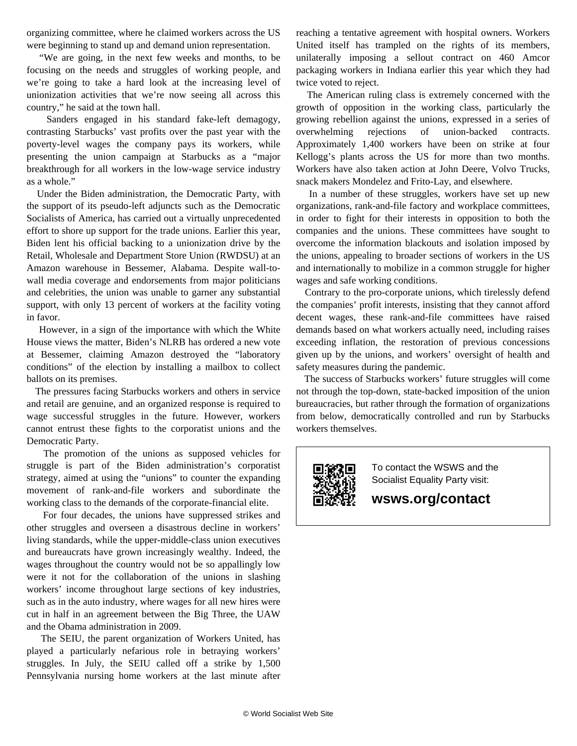organizing committee, where he claimed workers across the US were beginning to stand up and demand union representation.

"We are going, in the next few weeks and months, to be focusing on the needs and struggles of working people, and we're going to take a hard look at the increasing level of unionization activities that we're now seeing all across this country," he said at the town hall.

Sanders engaged in his standard fake-left demagogy, contrasting Starbucks' vast profits over the past year with the poverty-level wages the company pays its workers, while presenting the union campaign at Starbucks as a "major breakthrough for all workers in the low-wage service industry as a whole."

Under the Biden administration, the Democratic Party, with the support of its pseudo-left adjuncts such as the Democratic Socialists of America, has carried out a virtually unprecedented effort to shore up support for the trade unions. Earlier this year, Biden lent his official backing to a unionization drive by the Retail, Wholesale and Department Store Union (RWDSU) at an Amazon warehouse in Bessemer, Alabama. Despite wall-to-wall media coverage and endorsements from major politicians and celebrities, the union was unable to garner any substantial support, with only 13 percent of workers at the facility voting in favor.

However, in a sign of the importance with which the White House views the matter, Biden's NLRB has ordered a new vote at Bessemer, claiming Amazon destroyed the "laboratory conditions" of the election by installing a mailbox to collect ballots on its premises.

The pressures facing Starbucks workers and others in service and retail are genuine, and an organized response is required to wage successful struggles in the future. However, workers cannot entrust these fights to the corporatist unions and the Democratic Party.

The promotion of the unions as supposed vehicles for struggle is part of the Biden administration's corporatist strategy, aimed at using the "unions" to counter the expanding movement of rank-and-file workers and subordinate the working class to the demands of the corporate-financial elite.

For four decades, the unions have suppressed strikes and other struggles and overseen a disastrous decline in workers' living standards, while the upper-middle-class union executives and bureaucrats have grown increasingly wealthy. Indeed, the wages throughout the country would not be so appallingly low were it not for the collaboration of the unions in slashing workers' income throughout large sections of key industries, such as in the auto industry, where wages for all new hires were cut in half in an agreement between the Big Three, the UAW and the Obama administration in 2009.

The SEIU, the parent organization of Workers United, has played a particularly nefarious role in betraying workers' struggles. In July, the SEIU called off a strike by 1,500 Pennsylvania nursing home workers at the last minute after reaching a tentative agreement with hospital owners. Workers United itself has trampled on the rights of its members, unilaterally imposing a sellout contract on 460 Amcor packaging workers in Indiana earlier this year which they had twice voted to reject.

The American ruling class is extremely concerned with the growth of opposition in the working class, particularly the growing rebellion against the unions, expressed in a series of overwhelming rejections of union-backed contracts. Approximately 1,400 workers have been on strike at four Kellogg's plants across the US for more than two months. Workers have also taken action at John Deere, Volvo Trucks, snack makers Mondelez and Frito-Lay, and elsewhere.

In a number of these struggles, workers have set up new organizations, rank-and-file factory and workplace committees, in order to fight for their interests in opposition to both the companies and the unions. These committees have sought to overcome the information blackouts and isolation imposed by the unions, appealing to broader sections of workers in the US and internationally to mobilize in a common struggle for higher wages and safe working conditions.

Contrary to the pro-corporate unions, which tirelessly defend the companies' profit interests, insisting that they cannot afford decent wages, these rank-and-file committees have raised demands based on what workers actually need, including raises exceeding inflation, the restoration of previous concessions given up by the unions, and workers' oversight of health and safety measures during the pandemic.

The success of Starbucks workers' future struggles will come not through the top-down, state-backed imposition of the union bureaucracies, but rather through the formation of organizations from below, democratically controlled and run by Starbucks workers themselves.

To contact the WSWS and the Socialist Equality Party visit:

**wsws.org/contact**